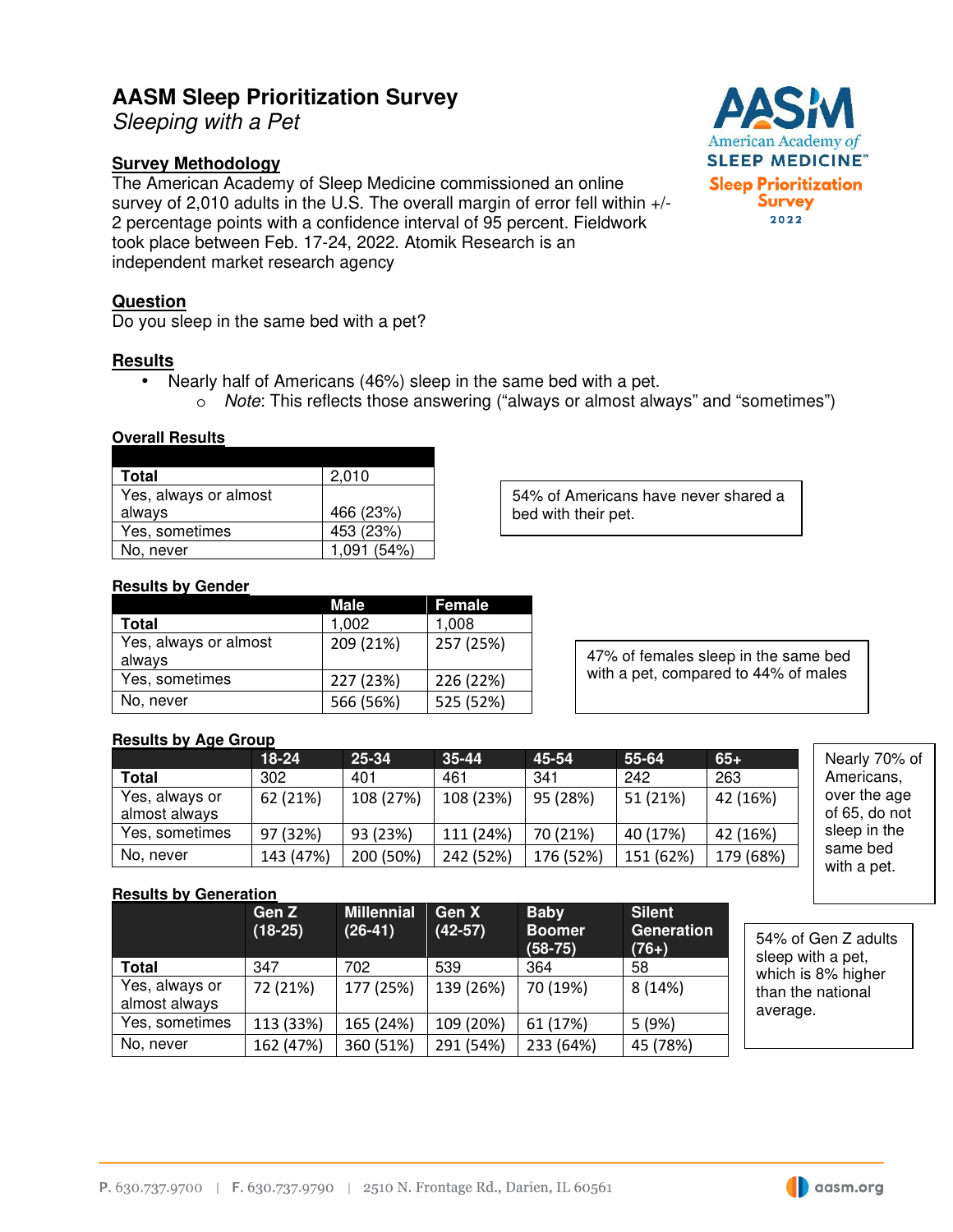# AASM Sleep Prioritization Survey

*Sleeping with a Pet*

## Survey Methodology

The American Academy of Sleep Medicine commissioned an online survey of 2,010 adults in the U.S. The overall margin of error fell within +/- 2 percentage points with a confidence interval of 95 percent. Fieldwork took place between Feb. 17-24, 2022. Atomik Research is an independent market research agency

## Question

Do you sleep in the same bed with a pet?

## Results

- Nearly half of Americans (46%) sleep in the same bed with a pet.
  - *Note*: This reflects those answering (“always or almost always” and “sometimes”)

### Overall Results

| | |
|---|---|
| **Total** | 2,010 |
| Yes, always or almost always | 466 (23%) |
| Yes, sometimes | 453 (23%) |
| No, never | 1,091 (54%) |

54% of Americans have never shared a bed with their pet.

### Results by Gender

| | Male | Female |
|---|---|---|
| **Total** | 1,002 | 1,008 |
| Yes, always or almost always | 209 (21%) | 257 (25%) |
| Yes, sometimes | 227 (23%) | 226 (22%) |
| No, never | 566 (56%) | 525 (52%) |

47% of females sleep in the same bed with a pet, compared to 44% of males

### Results by Age Group

| | 18-24 | 25-34 | 35-44 | 45-54 | 55-64 | 65+ |
|---|---|---|---|---|---|---|
| **Total** | 302 | 401 | 461 | 341 | 242 | 263 |
| Yes, always or almost always | 62 (21%) | 108 (27%) | 108 (23%) | 95 (28%) | 51 (21%) | 42 (16%) |
| Yes, sometimes | 97 (32%) | 93 (23%) | 111 (24%) | 70 (21%) | 40 (17%) | 42 (16%) |
| No, never | 143 (47%) | 200 (50%) | 242 (52%) | 176 (52%) | 151 (62%) | 179 (68%) |

Nearly 70% of Americans, over the age of 65, do not sleep in the same bed with a pet.

### Results by Generation

| | Gen Z (18-25) | Millennial (26-41) | Gen X (42-57) | Baby Boomer (58-75) | Silent Generation (76+) |
|---|---|---|---|---|---|
| **Total** | 347 | 702 | 539 | 364 | 58 |
| Yes, always or almost always | 72 (21%) | 177 (25%) | 139 (26%) | 70 (19%) | 8 (14%) |
| Yes, sometimes | 113 (33%) | 165 (24%) | 109 (20%) | 61 (17%) | 5 (9%) |
| No, never | 162 (47%) | 360 (51%) | 291 (54%) | 233 (64%) | 45 (78%) |

54% of Gen Z adults sleep with a pet, which is 8% higher than the national average.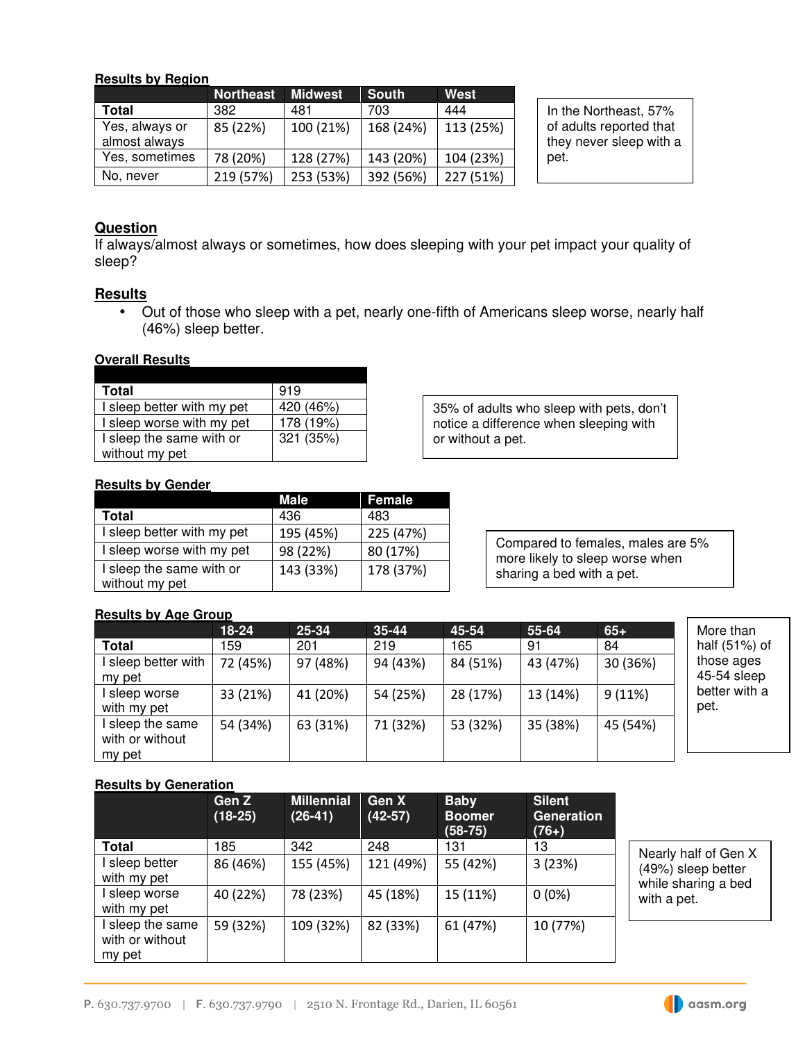### Results by Region

| | Northeast | Midwest | South | West |
|---|---|---|---|---|
| **Total** | 382 | 481 | 703 | 444 |
| Yes, always or almost always | 85 (22%) | 100 (21%) | 168 (24%) | 113 (25%) |
| Yes, sometimes | 78 (20%) | 128 (27%) | 143 (20%) | 104 (23%) |
| No, never | 219 (57%) | 253 (53%) | 392 (56%) | 227 (51%) |

In the Northeast, 57% of adults reported that they never sleep with a pet.

## Question

If always/almost always or sometimes, how does sleeping with your pet impact your quality of sleep?

## Results

- Out of those who sleep with a pet, nearly one-fifth of Americans sleep worse, nearly half (46%) sleep better.

### Overall Results

| | |
|---|---|
| **Total** | 919 |
| I sleep better with my pet | 420 (46%) |
| I sleep worse with my pet | 178 (19%) |
| I sleep the same with or without my pet | 321 (35%) |

35% of adults who sleep with pets, don't notice a difference when sleeping with or without a pet.

### Results by Gender

| | Male | Female |
|---|---|---|
| **Total** | 436 | 483 |
| I sleep better with my pet | 195 (45%) | 225 (47%) |
| I sleep worse with my pet | 98 (22%) | 80 (17%) |
| I sleep the same with or without my pet | 143 (33%) | 178 (37%) |

Compared to females, males are 5% more likely to sleep worse when sharing a bed with a pet.

### Results by Age Group

| | 18-24 | 25-34 | 35-44 | 45-54 | 55-64 | 65+ |
|---|---|---|---|---|---|---|
| **Total** | 159 | 201 | 219 | 165 | 91 | 84 |
| I sleep better with my pet | 72 (45%) | 97 (48%) | 94 (43%) | 84 (51%) | 43 (47%) | 30 (36%) |
| I sleep worse with my pet | 33 (21%) | 41 (20%) | 54 (25%) | 28 (17%) | 13 (14%) | 9 (11%) |
| I sleep the same with or without my pet | 54 (34%) | 63 (31%) | 71 (32%) | 53 (32%) | 35 (38%) | 45 (54%) |

More than half (51%) of those ages 45-54 sleep better with a pet.

### Results by Generation

| | Gen Z (18-25) | Millennial (26-41) | Gen X (42-57) | Baby Boomer (58-75) | Silent Generation (76+) |
|---|---|---|---|---|---|
| **Total** | 185 | 342 | 248 | 131 | 13 |
| I sleep better with my pet | 86 (46%) | 155 (45%) | 121 (49%) | 55 (42%) | 3 (23%) |
| I sleep worse with my pet | 40 (22%) | 78 (23%) | 45 (18%) | 15 (11%) | 0 (0%) |
| I sleep the same with or without my pet | 59 (32%) | 109 (32%) | 82 (33%) | 61 (47%) | 10 (77%) |

Nearly half of Gen X (49%) sleep better while sharing a bed with a pet.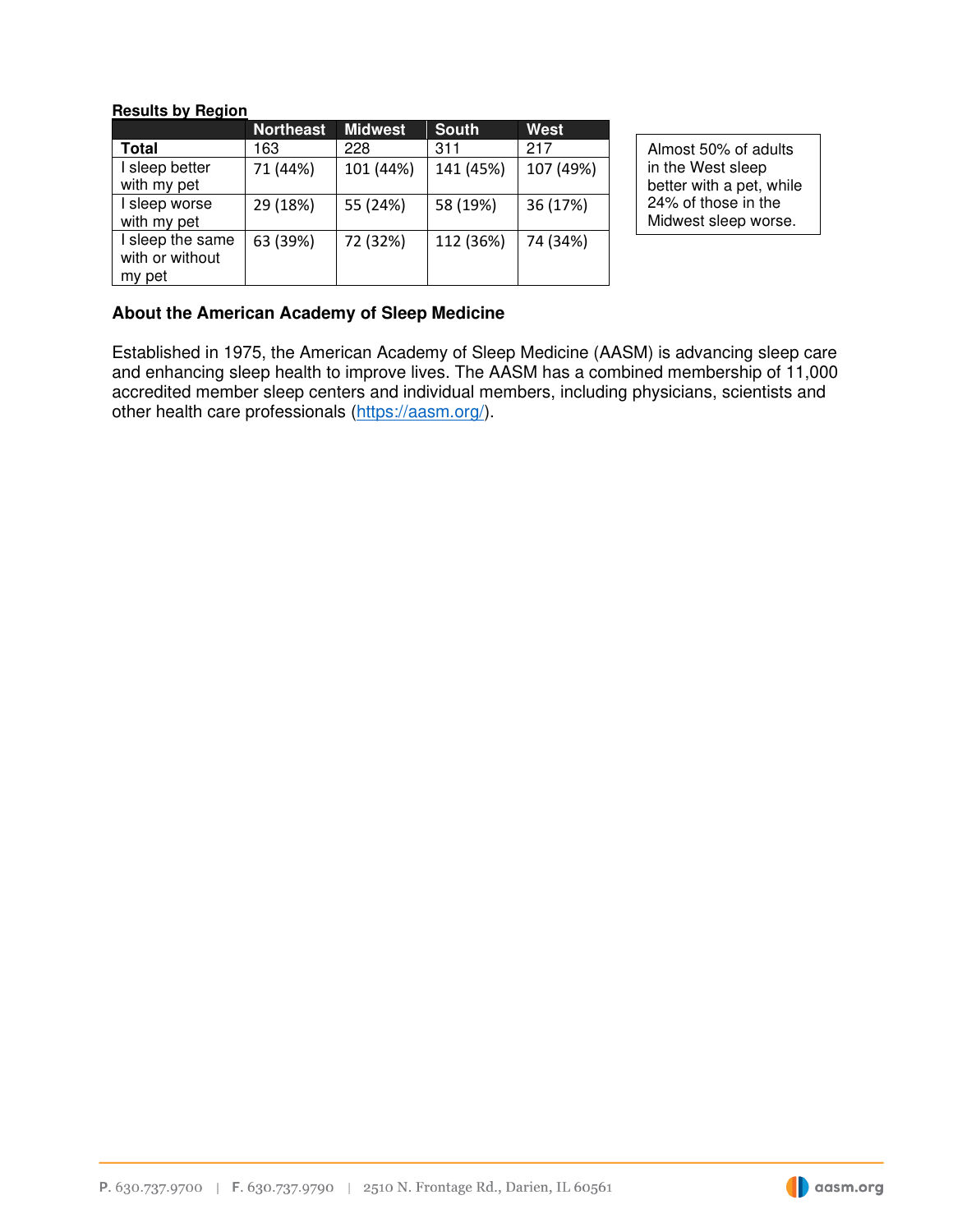**Results by Region**

| | Northeast | Midwest | South | West |
|---|---|---|---|---|
| **Total** | 163 | 228 | 311 | 217 |
| I sleep better with my pet | 71 (44%) | 101 (44%) | 141 (45%) | 107 (49%) |
| I sleep worse with my pet | 29 (18%) | 55 (24%) | 58 (19%) | 36 (17%) |
| I sleep the same with or without my pet | 63 (39%) | 72 (32%) | 112 (36%) | 74 (34%) |

Almost 50% of adults in the West sleep better with a pet, while 24% of those in the Midwest sleep worse.

**About the American Academy of Sleep Medicine**

Established in 1975, the American Academy of Sleep Medicine (AASM) is advancing sleep care and enhancing sleep health to improve lives. The AASM has a combined membership of 11,000 accredited member sleep centers and individual members, including physicians, scientists and other health care professionals (https://aasm.org/).